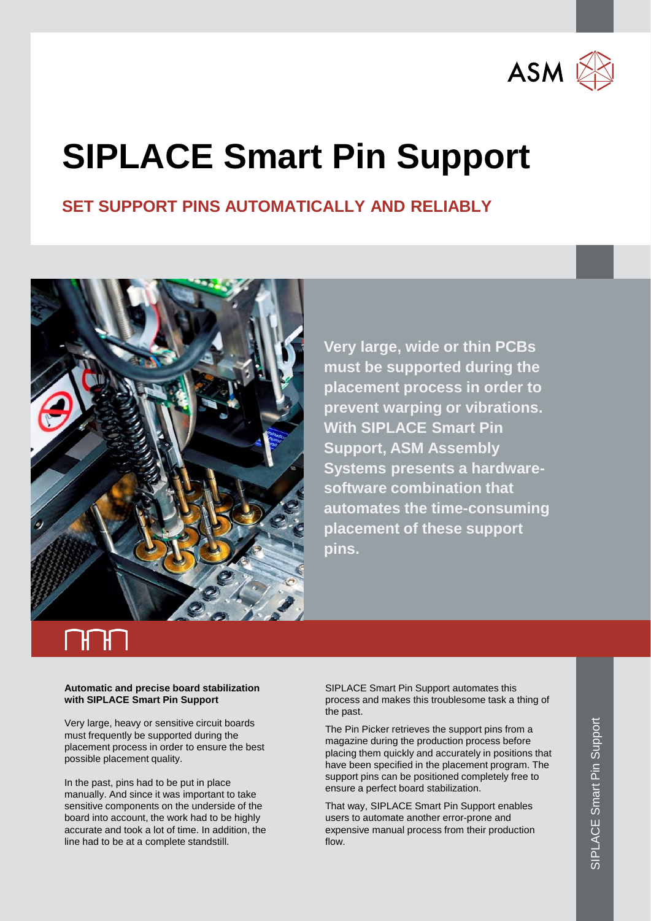# SIPLACE Smart Pin Support

## SET SUPPORT PINS AUTOMATICALLY AND RELIABLY

**Very large, wide or thin PCBs must be supported during the placement process in order to prevent warping or vibrations. With SIPLACE Smart Pin Support, ASM Assembly Systems presents a hardware-software combination that automates the time-consuming placement of these support pins.**

**Automatic and precise board stabilization with SIPLACE Smart Pin Support**

Very large, heavy or sensitive circuit boards must frequently be supported during the placement process in order to ensure the best possible placement quality.

In the past, pins had to be put in place manually. And since it was important to take sensitive components on the underside of the board into account, the work had to be highly accurate and took a lot of time. In addition, the line had to be at a complete standstill.

SIPLACE Smart Pin Support automates this process and makes this troublesome task a thing of the past.

The Pin Picker retrieves the support pins from a magazine during the production process before placing them quickly and accurately in positions that have been specified in the placement program. The support pins can be positioned completely free to ensure a perfect board stabilization.

That way, SIPLACE Smart Pin Support enables users to automate another error-prone and expensive manual process from their production flow.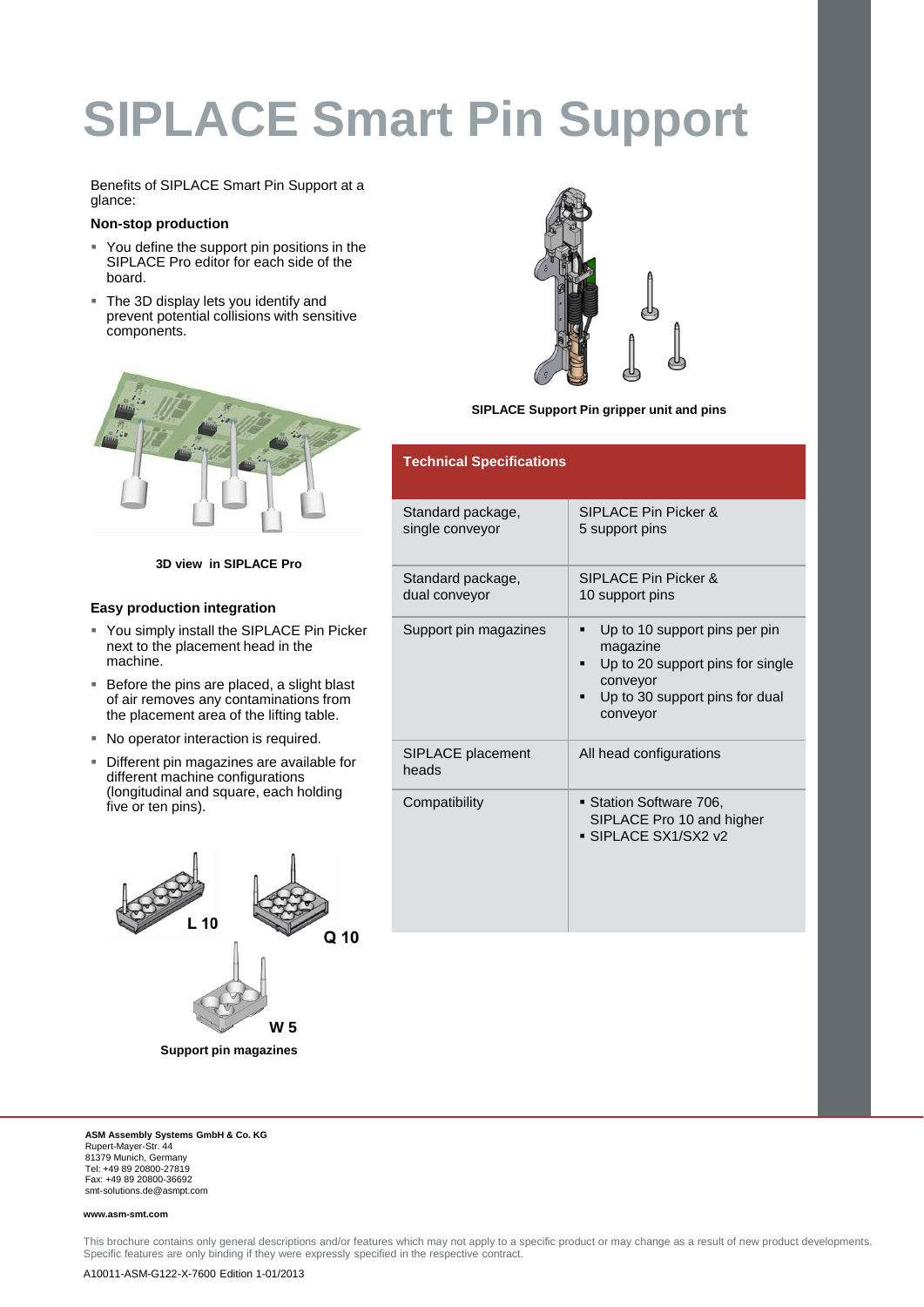# SIPLACE Smart Pin Support

Benefits of SIPLACE Smart Pin Support at a glance:

**Non-stop production**

- You define the support pin positions in the SIPLACE Pro editor for each side of the board.
- The 3D display lets you identify and prevent potential collisions with sensitive components.

**3D view in SIPLACE Pro**

**Easy production integration**

- You simply install the SIPLACE Pin Picker next to the placement head in the machine.
- Before the pins are placed, a slight blast of air removes any contaminations from the placement area of the lifting table.
- No operator interaction is required.
- Different pin magazines are available for different machine configurations (longitudinal and square, each holding five or ten pins).

L 10

Q 10

W 5

**Support pin magazines**

**SIPLACE Support Pin gripper unit and pins**

| Technical Specifications | |
|---|---|
| Standard package, single conveyor | SIPLACE Pin Picker & 5 support pins |
| Standard package, dual conveyor | SIPLACE Pin Picker & 10 support pins |
| Support pin magazines | ▪ Up to 10 support pins per pin magazine<br>▪ Up to 20 support pins for single conveyor<br>▪ Up to 30 support pins for dual conveyor |
| SIPLACE placement heads | All head configurations |
| Compatibility | ▪ Station Software 706, SIPLACE Pro 10 and higher<br>▪ SIPLACE SX1/SX2 v2 |

**ASM Assembly Systems GmbH & Co. KG**
Rupert-Mayer-Str. 44
81379 Munich, Germany
Tel: +49 89 20800-27819
Fax: +49 89 20800-36692
smt-solutions.de@asmpt.com

**www.asm-smt.com**

This brochure contains only general descriptions and/or features which may not apply to a specific product or may change as a result of new product developments. Specific features are only binding if they were expressly specified in the respective contract.

A10011-ASM-G122-X-7600 Edition 1-01/2013